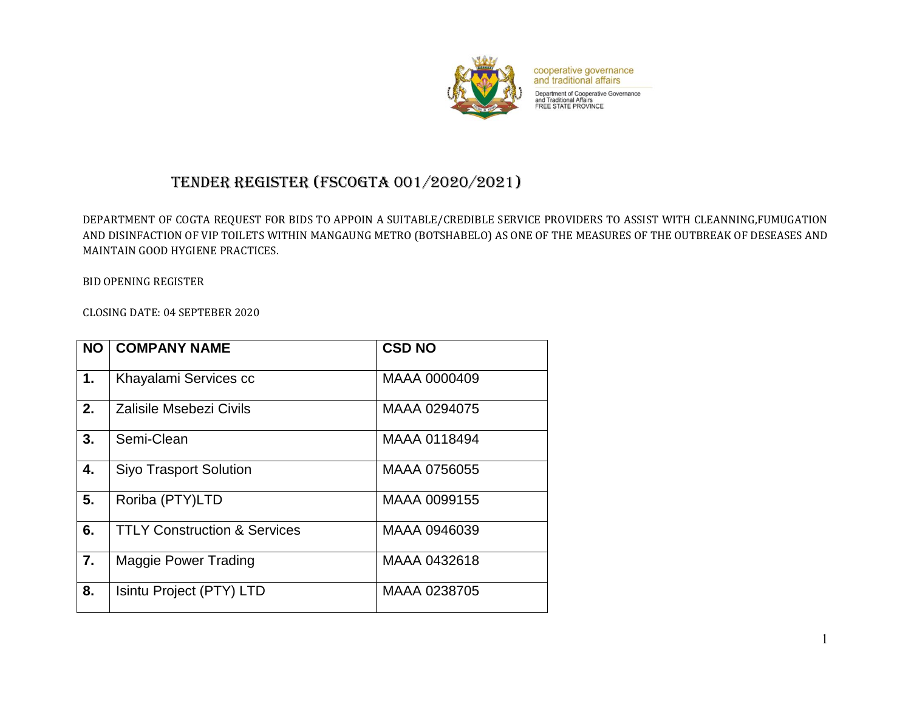cooperative governance and traditional affairs

Department of Cooperative Governance and Traditional Affairs FREE STATE PROVINCE

# TENDER REGISTER (FSCOGTA 001/2020/2021)

DEPARTMENT OF COGTA REQUEST FOR BIDS TO APPOIN A SUITABLE/CREDIBLE SERVICE PROVIDERS TO ASSIST WITH CLEANNING,FUMUGATION AND DISINFACTION OF VIP TOILETS WITHIN MANGAUNG METRO (BOTSHABELO) AS ONE OF THE MEASURES OF THE OUTBREAK OF DESEASES AND MAINTAIN GOOD HYGIENE PRACTICES.

BID OPENING REGISTER

CLOSING DATE: 04 SEPTEBER 2020

| NO | COMPANY NAME | CSD NO |
|---|---|---|
| 1. | Khayalami Services cc | MAAA 0000409 |
| 2. | Zalisile Msebezi Civils | MAAA 0294075 |
| 3. | Semi-Clean | MAAA 0118494 |
| 4. | Siyo Trasport Solution | MAAA 0756055 |
| 5. | Roriba (PTY)LTD | MAAA 0099155 |
| 6. | TTLY Construction & Services | MAAA 0946039 |
| 7. | Maggie Power Trading | MAAA 0432618 |
| 8. | Isintu Project (PTY) LTD | MAAA 0238705 |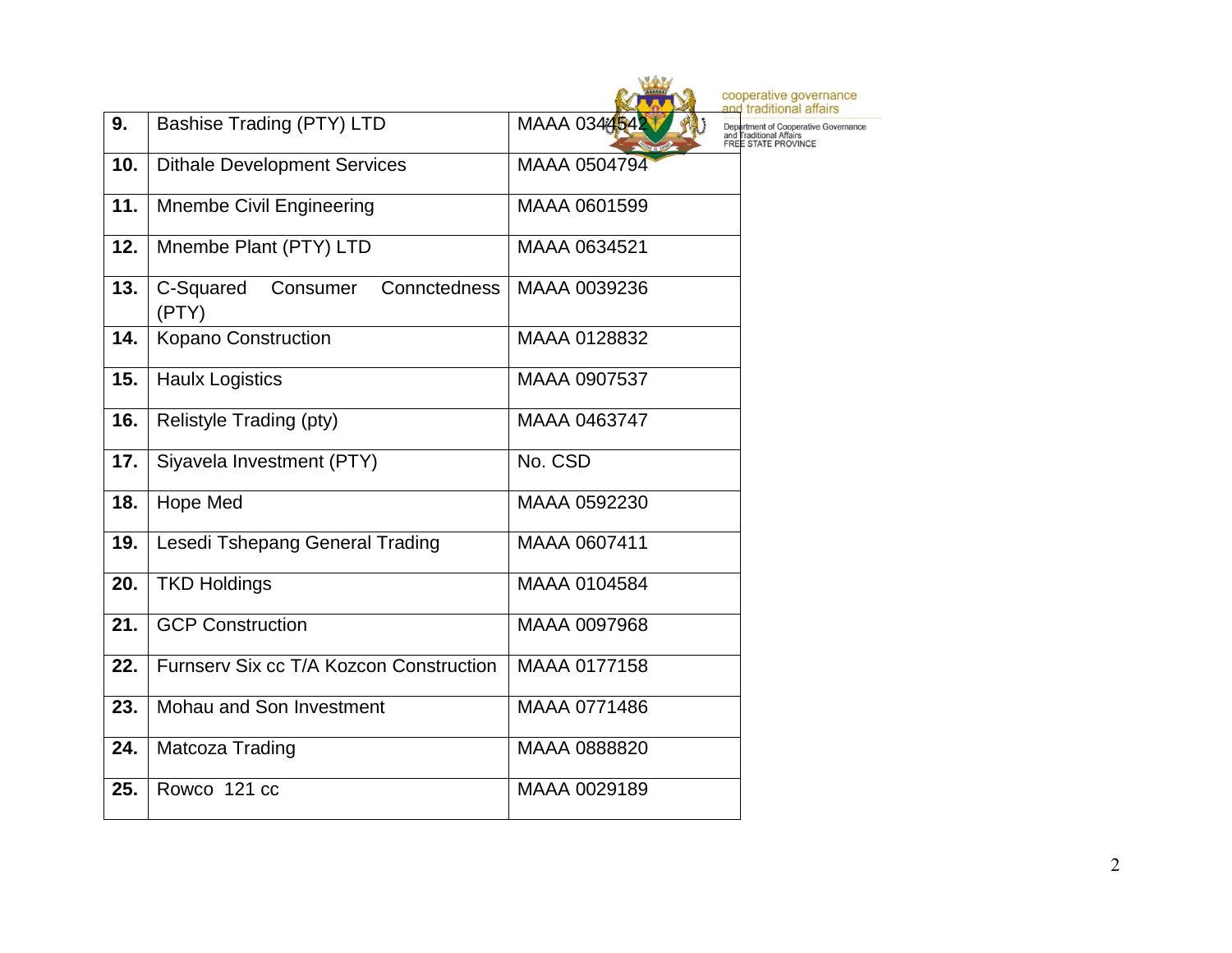| | | |
|---|---|---|
| **9.** | Bashise Trading (PTY) LTD | MAAA 0344542 |
| **10.** | Dithale Development Services | MAAA 0504794 |
| **11.** | Mnembe Civil Engineering | MAAA 0601599 |
| **12.** | Mnembe Plant (PTY) LTD | MAAA 0634521 |
| **13.** | C-Squared Consumer Connctedness (PTY) | MAAA 0039236 |
| **14.** | Kopano Construction | MAAA 0128832 |
| **15.** | Haulx Logistics | MAAA 0907537 |
| **16.** | Relistyle Trading (pty) | MAAA 0463747 |
| **17.** | Siyavela Investment (PTY) | No. CSD |
| **18.** | Hope Med | MAAA 0592230 |
| **19.** | Lesedi Tshepang General Trading | MAAA 0607411 |
| **20.** | TKD Holdings | MAAA 0104584 |
| **21.** | GCP Construction | MAAA 0097968 |
| **22.** | Furnserv Six cc T/A Kozcon Construction | MAAA 0177158 |
| **23.** | Mohau and Son Investment | MAAA 0771486 |
| **24.** | Matcoza Trading | MAAA 0888820 |
| **25.** | Rowco 121 cc | MAAA 0029189 |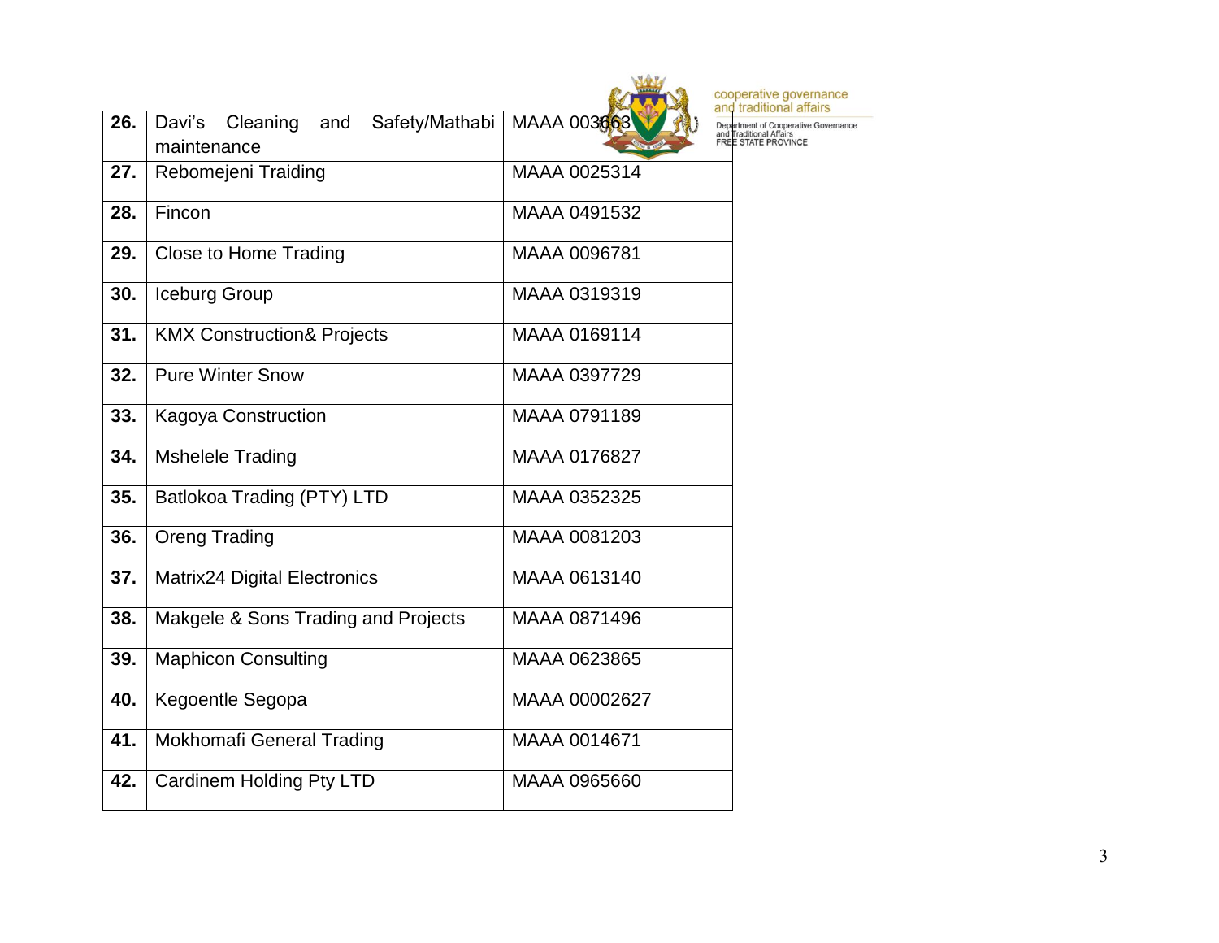| 26. | Davi's Cleaning and Safety/Mathabi maintenance | MAAA 003663 |
|---|---|---|
| 27. | Rebomejeni Traiding | MAAA 0025314 |
| 28. | Fincon | MAAA 0491532 |
| 29. | Close to Home Trading | MAAA 0096781 |
| 30. | Iceburg Group | MAAA 0319319 |
| 31. | KMX Construction& Projects | MAAA 0169114 |
| 32. | Pure Winter Snow | MAAA 0397729 |
| 33. | Kagoya Construction | MAAA 0791189 |
| 34. | Mshelele Trading | MAAA 0176827 |
| 35. | Batlokoa Trading (PTY) LTD | MAAA 0352325 |
| 36. | Oreng Trading | MAAA 0081203 |
| 37. | Matrix24 Digital Electronics | MAAA 0613140 |
| 38. | Makgele & Sons Trading and Projects | MAAA 0871496 |
| 39. | Maphicon Consulting | MAAA 0623865 |
| 40. | Kegoentle Segopa | MAAA 00002627 |
| 41. | Mokhomafi General Trading | MAAA 0014671 |
| 42. | Cardinem Holding Pty LTD | MAAA 0965660 |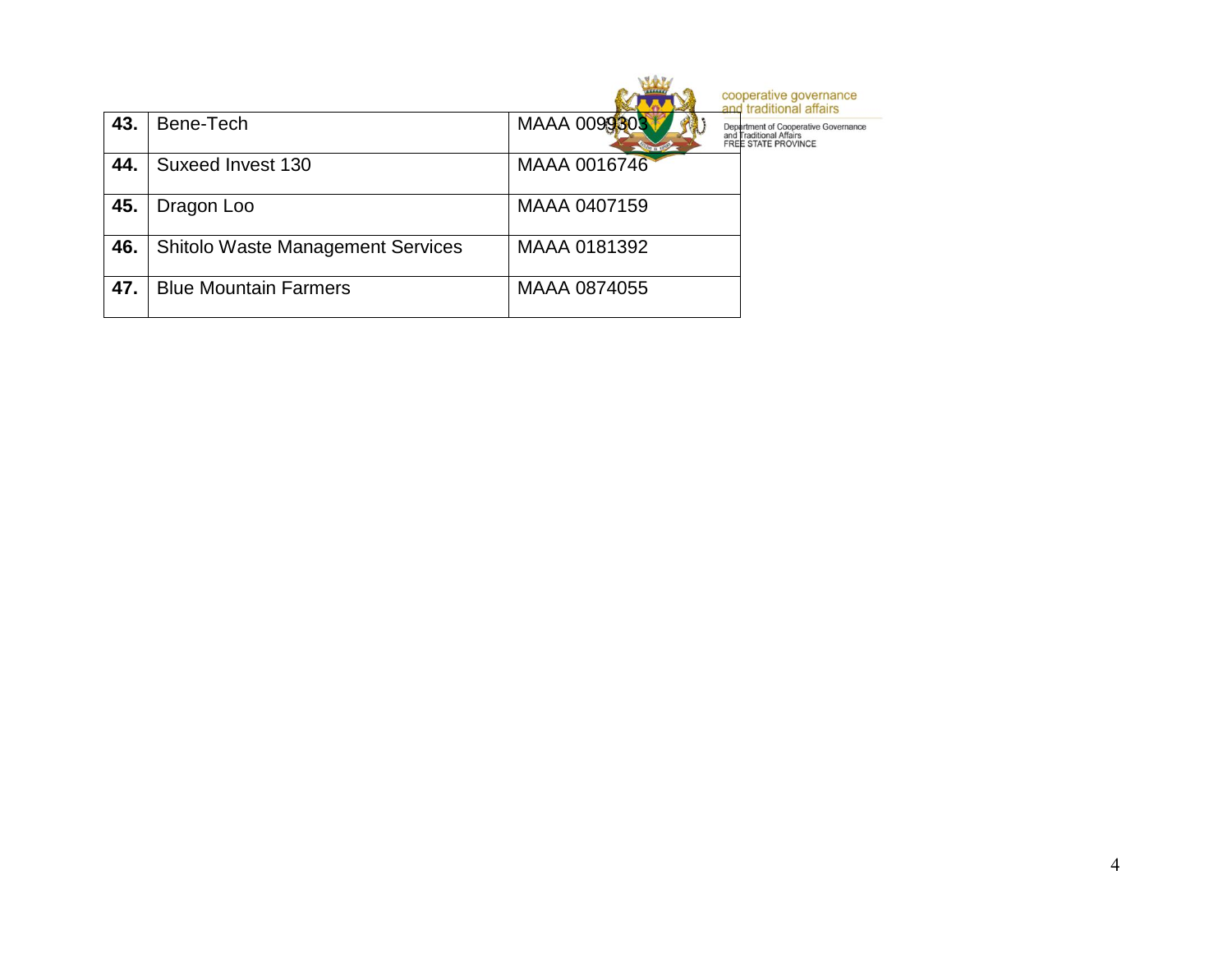| | | |
|---|---|---|
| **43.** | Bene-Tech | MAAA 0099303 |
| **44.** | Suxeed Invest 130 | MAAA 0016746 |
| **45.** | Dragon Loo | MAAA 0407159 |
| **46.** | Shitolo Waste Management Services | MAAA 0181392 |
| **47.** | Blue Mountain Farmers | MAAA 0874055 |